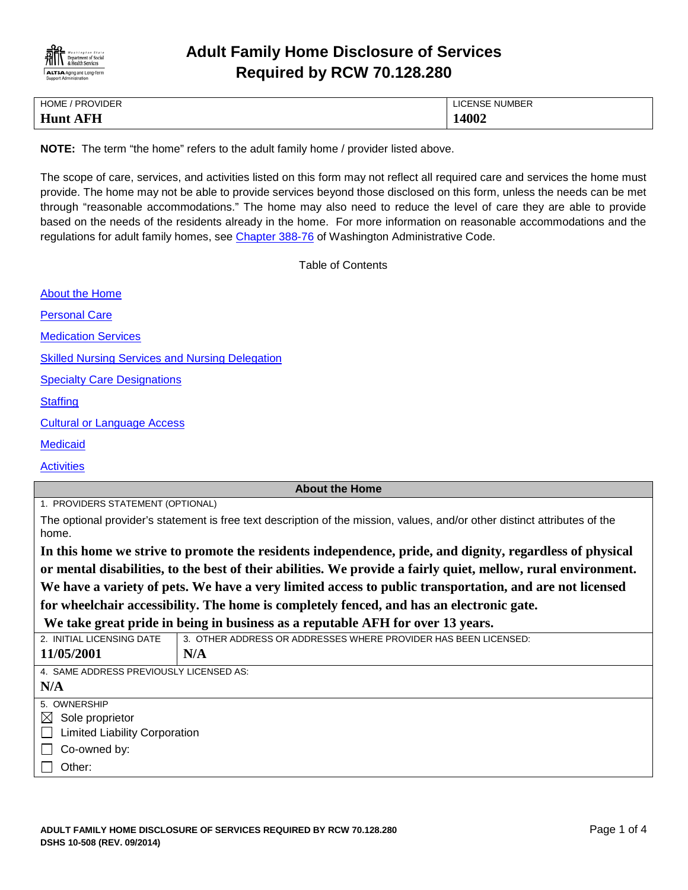# Adult Family Home Disclosure of Services Required by RCW 70.128.280

| HOME / PROVIDER | LICENSE NUMBER |
|---|---|
| **Hunt AFH** | **14002** |

**NOTE:** The term "the home" refers to the adult family home / provider listed above.

The scope of care, services, and activities listed on this form may not reflect all required care and services the home must provide. The home may not be able to provide services beyond those disclosed on this form, unless the needs can be met through "reasonable accommodations." The home may also need to reduce the level of care they are able to provide based on the needs of the residents already in the home. For more information on reasonable accommodations and the regulations for adult family homes, see Chapter 388-76 of Washington Administrative Code.

Table of Contents

- About the Home
- Personal Care
- Medication Services
- Skilled Nursing Services and Nursing Delegation
- Specialty Care Designations
- Staffing
- Cultural or Language Access
- Medicaid
- Activities

## About the Home

1. PROVIDERS STATEMENT (OPTIONAL)

The optional provider's statement is free text description of the mission, values, and/or other distinct attributes of the home.

**In this home we strive to promote the residents independence, pride, and dignity, regardless of physical or mental disabilities, to the best of their abilities. We provide a fairly quiet, mellow, rural environment. We have a variety of pets. We have a very limited access to public transportation, and are not licensed for wheelchair accessibility. The home is completely fenced, and has an electronic gate.**
**We take great pride in being in business as a reputable AFH for over 13 years.**

| 2. INITIAL LICENSING DATE | 3. OTHER ADDRESS OR ADDRESSES WHERE PROVIDER HAS BEEN LICENSED: |
|---|---|
| **11/05/2001** | **N/A** |

4. SAME ADDRESS PREVIOUSLY LICENSED AS:
**N/A**

5. OWNERSHIP
- ☒ Sole proprietor
- ☐ Limited Liability Corporation
- ☐ Co-owned by:
- ☐ Other: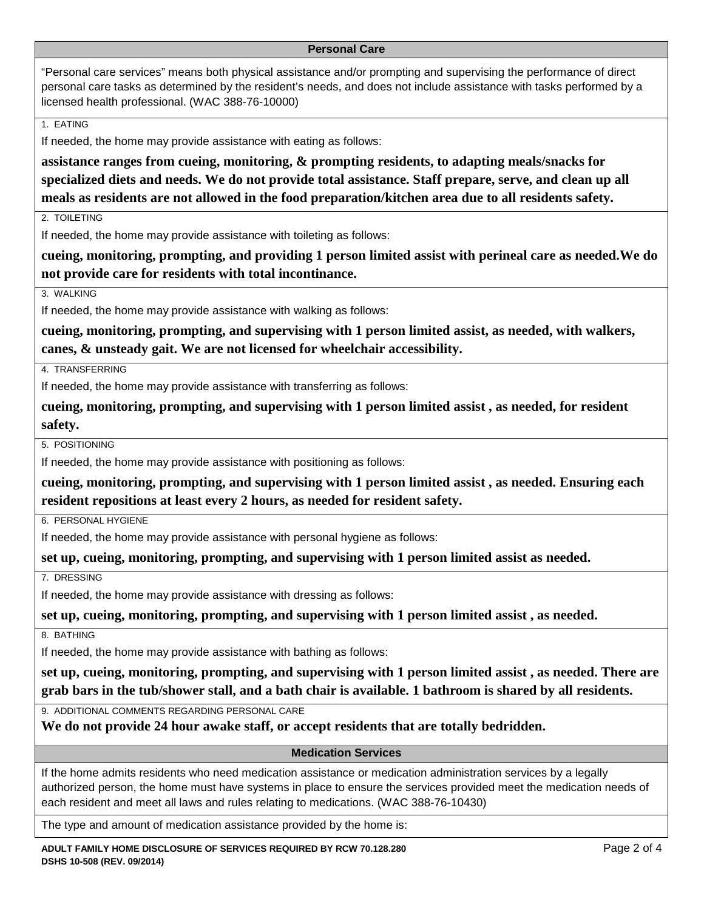## Personal Care

"Personal care services" means both physical assistance and/or prompting and supervising the performance of direct personal care tasks as determined by the resident's needs, and does not include assistance with tasks performed by a licensed health professional. (WAC 388-76-10000)

1. EATING

If needed, the home may provide assistance with eating as follows:

**assistance ranges from cueing, monitoring, & prompting residents, to adapting meals/snacks for specialized diets and needs. We do not provide total assistance. Staff prepare, serve, and clean up all meals as residents are not allowed in the food preparation/kitchen area due to all residents safety.**

2. TOILETING

If needed, the home may provide assistance with toileting as follows:

**cueing, monitoring, prompting, and providing 1 person limited assist with perineal care as needed.We do not provide care for residents with total incontinance.**

3. WALKING

If needed, the home may provide assistance with walking as follows:

**cueing, monitoring, prompting, and supervising with 1 person limited assist, as needed, with walkers, canes, & unsteady gait. We are not licensed for wheelchair accessibility.**

4. TRANSFERRING

If needed, the home may provide assistance with transferring as follows:

**cueing, monitoring, prompting, and supervising with 1 person limited assist , as needed, for resident safety.**

5. POSITIONING

If needed, the home may provide assistance with positioning as follows:

**cueing, monitoring, prompting, and supervising with 1 person limited assist , as needed. Ensuring each resident repositions at least every 2 hours, as needed for resident safety.**

6. PERSONAL HYGIENE

If needed, the home may provide assistance with personal hygiene as follows:

**set up, cueing, monitoring, prompting, and supervising with 1 person limited assist as needed.**

7. DRESSING

If needed, the home may provide assistance with dressing as follows:

**set up, cueing, monitoring, prompting, and supervising with 1 person limited assist , as needed.**

8. BATHING

If needed, the home may provide assistance with bathing as follows:

**set up, cueing, monitoring, prompting, and supervising with 1 person limited assist , as needed. There are grab bars in the tub/shower stall, and a bath chair is available. 1 bathroom is shared by all residents.**

9. ADDITIONAL COMMENTS REGARDING PERSONAL CARE

**We do not provide 24 hour awake staff, or accept residents that are totally bedridden.**

## Medication Services

If the home admits residents who need medication assistance or medication administration services by a legally authorized person, the home must have systems in place to ensure the services provided meet the medication needs of each resident and meet all laws and rules relating to medications. (WAC 388-76-10430)

The type and amount of medication assistance provided by the home is: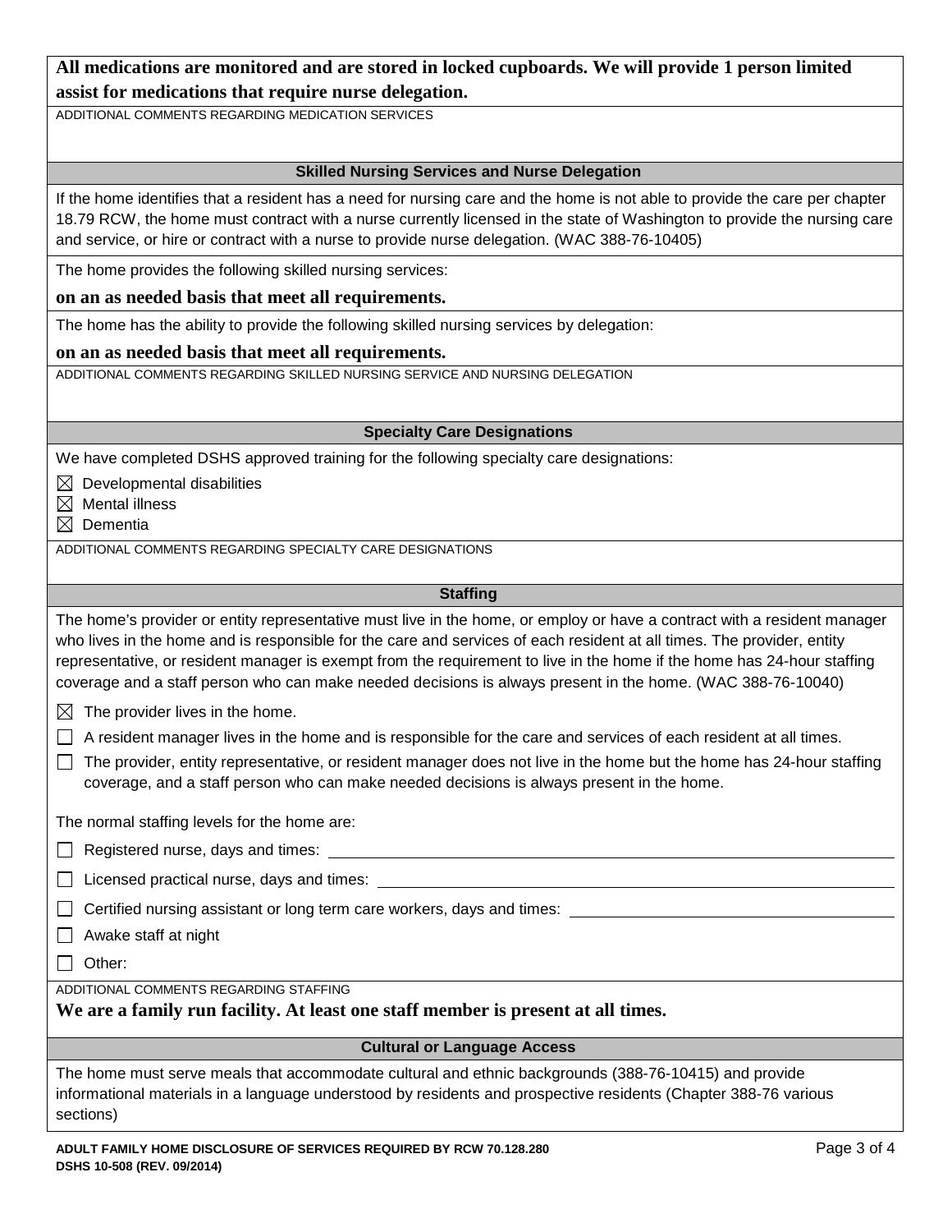**All medications are monitored and are stored in locked cupboards. We will provide 1 person limited assist for medications that require nurse delegation.**

ADDITIONAL COMMENTS REGARDING MEDICATION SERVICES

### Skilled Nursing Services and Nurse Delegation

If the home identifies that a resident has a need for nursing care and the home is not able to provide the care per chapter 18.79 RCW, the home must contract with a nurse currently licensed in the state of Washington to provide the nursing care and service, or hire or contract with a nurse to provide nurse delegation. (WAC 388-76-10405)

The home provides the following skilled nursing services:

**on an as needed basis that meet all requirements.**

The home has the ability to provide the following skilled nursing services by delegation:

**on an as needed basis that meet all requirements.**

ADDITIONAL COMMENTS REGARDING SKILLED NURSING SERVICE AND NURSING DELEGATION

### Specialty Care Designations

We have completed DSHS approved training for the following specialty care designations:

- ☒ Developmental disabilities
- ☒ Mental illness
- ☒ Dementia

ADDITIONAL COMMENTS REGARDING SPECIALTY CARE DESIGNATIONS

### Staffing

The home's provider or entity representative must live in the home, or employ or have a contract with a resident manager who lives in the home and is responsible for the care and services of each resident at all times. The provider, entity representative, or resident manager is exempt from the requirement to live in the home if the home has 24-hour staffing coverage and a staff person who can make needed decisions is always present in the home. (WAC 388-76-10040)

- ☒ The provider lives in the home.
- ☐ A resident manager lives in the home and is responsible for the care and services of each resident at all times.
- ☐ The provider, entity representative, or resident manager does not live in the home but the home has 24-hour staffing coverage, and a staff person who can make needed decisions is always present in the home.

The normal staffing levels for the home are:

- ☐ Registered nurse, days and times: ______
- ☐ Licensed practical nurse, days and times: ______
- ☐ Certified nursing assistant or long term care workers, days and times: ______
- ☐ Awake staff at night
- ☐ Other:

ADDITIONAL COMMENTS REGARDING STAFFING

**We are a family run facility. At least one staff member is present at all times.**

### Cultural or Language Access

The home must serve meals that accommodate cultural and ethnic backgrounds (388-76-10415) and provide informational materials in a language understood by residents and prospective residents (Chapter 388-76 various sections)

ADULT FAMILY HOME DISCLOSURE OF SERVICES REQUIRED BY RCW 70.128.280
DSHS 10-508 (REV. 09/2014)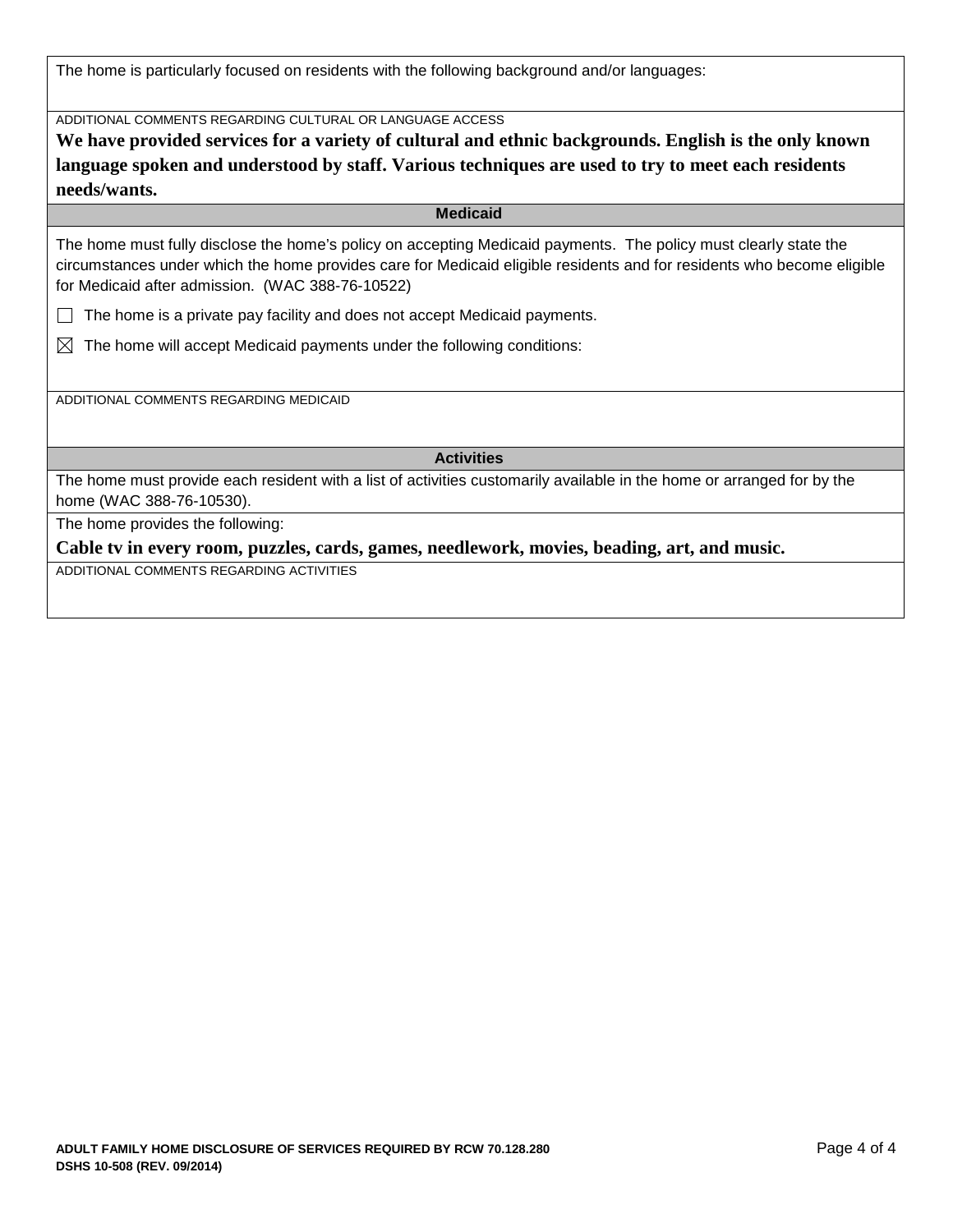The home is particularly focused on residents with the following background and/or languages:

ADDITIONAL COMMENTS REGARDING CULTURAL OR LANGUAGE ACCESS

**We have provided services for a variety of cultural and ethnic backgrounds. English is the only known language spoken and understood by staff. Various techniques are used to try to meet each residents needs/wants.**

## Medicaid

The home must fully disclose the home's policy on accepting Medicaid payments. The policy must clearly state the circumstances under which the home provides care for Medicaid eligible residents and for residents who become eligible for Medicaid after admission. (WAC 388-76-10522)

☐ The home is a private pay facility and does not accept Medicaid payments.

☒ The home will accept Medicaid payments under the following conditions:

ADDITIONAL COMMENTS REGARDING MEDICAID

## Activities

The home must provide each resident with a list of activities customarily available in the home or arranged for by the home (WAC 388-76-10530).

The home provides the following:

**Cable tv in every room, puzzles, cards, games, needlework, movies, beading, art, and music.**

ADDITIONAL COMMENTS REGARDING ACTIVITIES

**ADULT FAMILY HOME DISCLOSURE OF SERVICES REQUIRED BY RCW 70.128.280**
**DSHS 10-508 (REV. 09/2014)**